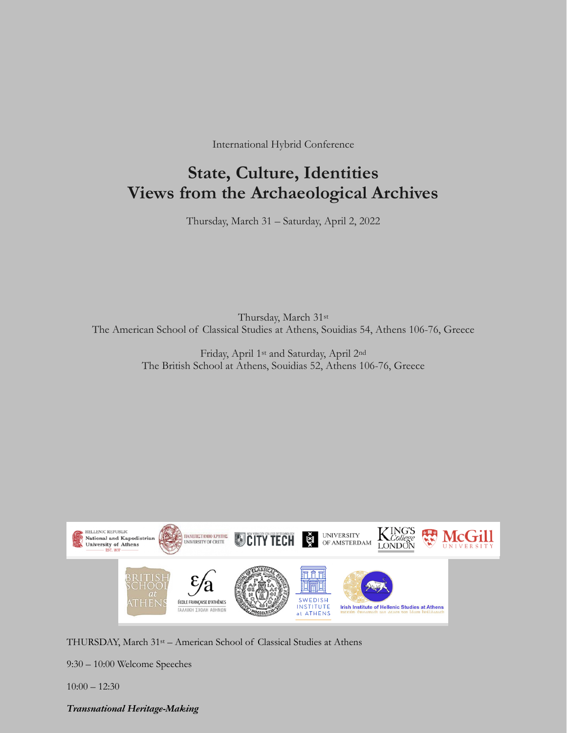International Hybrid Conference

# State, Culture, Identities
# Views from the Archaeological Archives

Thursday, March 31 – Saturday, April 2, 2022

Thursday, March 31st
The American School of Classical Studies at Athens, Souidias 54, Athens 106-76, Greece

Friday, April 1st and Saturday, April 2nd
The British School at Athens, Souidias 52, Athens 106-76, Greece

THURSDAY, March 31st – American School of Classical Studies at Athens

9:30 – 10:00 Welcome Speeches

10:00 – 12:30

***Transnational Heritage-Making***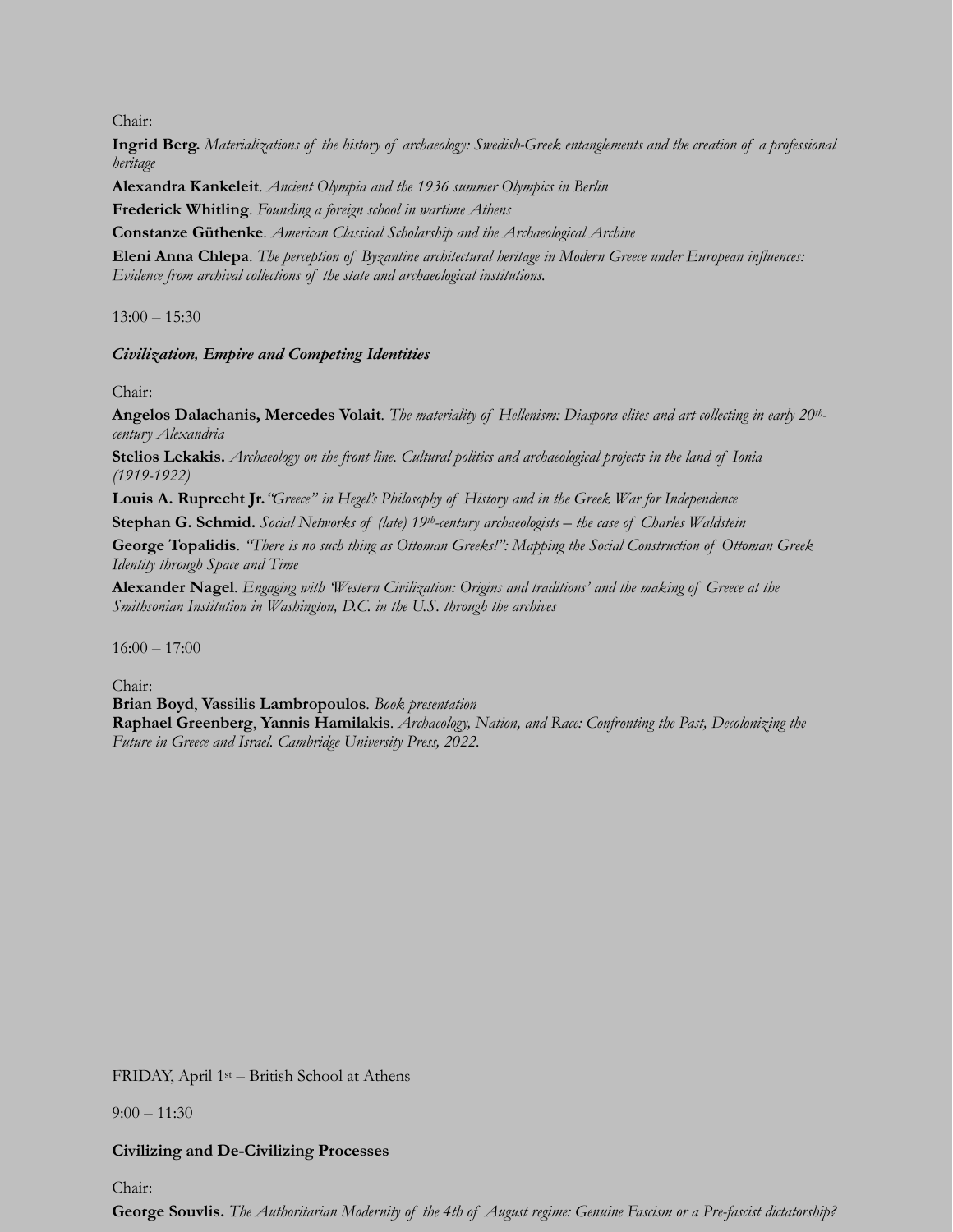Chair:

**Ingrid Berg.** *Materializations of the history of archaeology: Swedish-Greek entanglements and the creation of a professional heritage*

**Alexandra Kankeleit**. *Ancient Olympia and the 1936 summer Olympics in Berlin*

**Frederick Whitling**. *Founding a foreign school in wartime Athens*

**Constanze Güthenke**. *American Classical Scholarship and the Archaeological Archive*

**Eleni Anna Chlepa**. *The perception of Byzantine architectural heritage in Modern Greece under European influences: Evidence from archival collections of the state and archaeological institutions.*

13:00 – 15:30

***Civilization, Empire and Competing Identities***

Chair:

**Angelos Dalachanis, Mercedes Volait**. *The materiality of Hellenism: Diaspora elites and art collecting in early 20th-century Alexandria*

**Stelios Lekakis.** *Archaeology on the front line. Cultural politics and archaeological projects in the land of Ionia (1919-1922)*

**Louis A. Ruprecht Jr.** *"Greece" in Hegel's Philosophy of History and in the Greek War for Independence*

**Stephan G. Schmid.** *Social Networks of (late) 19th-century archaeologists – the case of Charles Waldstein*

**George Topalidis**. *"There is no such thing as Ottoman Greeks!": Mapping the Social Construction of Ottoman Greek Identity through Space and Time*

**Alexander Nagel**. *Engaging with 'Western Civilization: Origins and traditions' and the making of Greece at the Smithsonian Institution in Washington, D.C. in the U.S. through the archives*

16:00 – 17:00

Chair:

**Brian Boyd**, **Vassilis Lambropoulos**. *Book presentation*

**Raphael Greenberg**, **Yannis Hamilakis**. *Archaeology, Nation, and Race: Confronting the Past, Decolonizing the Future in Greece and Israel. Cambridge University Press, 2022.*

FRIDAY, April 1st – British School at Athens

9:00 – 11:30

**Civilizing and De-Civilizing Processes**

Chair:

**George Souvlis.** *The Authoritarian Modernity of the 4th of August regime: Genuine Fascism or a Pre-fascist dictatorship?*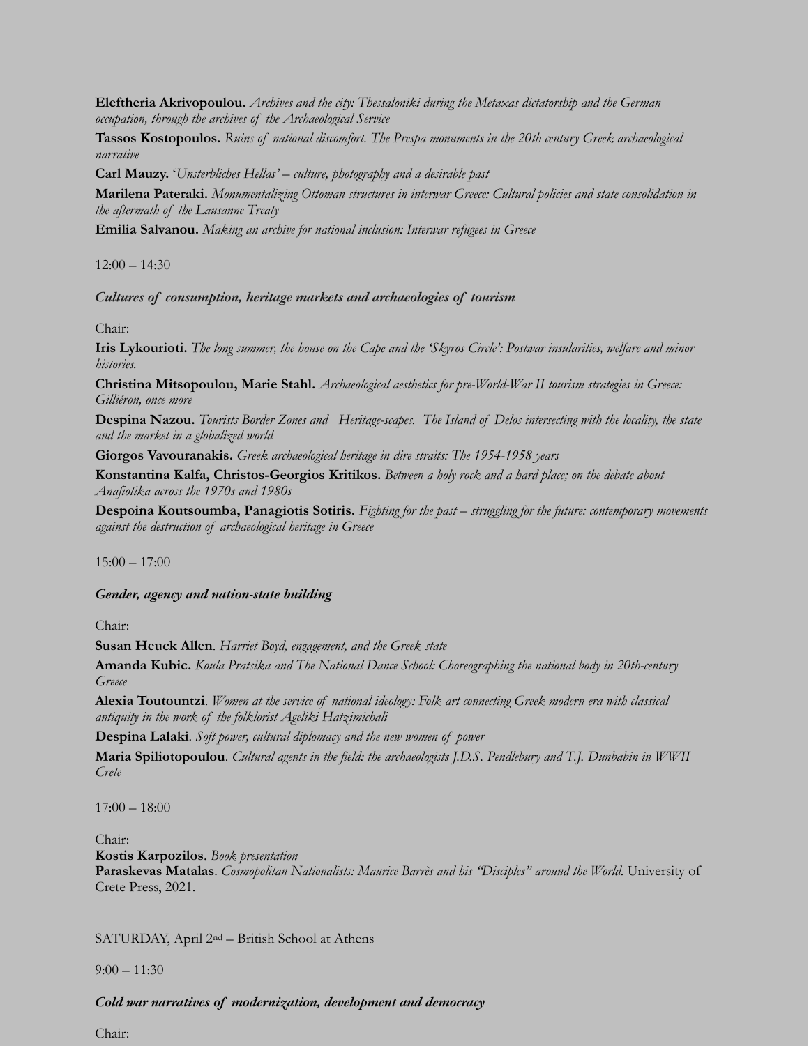**Eleftheria Akrivopoulou.** *Archives and the city: Thessaloniki during the Metaxas dictatorship and the German occupation, through the archives of the Archaeological Service*

**Tassos Kostopoulos.** *Ruins of national discomfort. The Prespa monuments in the 20th century Greek archaeological narrative*

**Carl Mauzy.** '*Unsterbliches Hellas' – culture, photography and a desirable past*

**Marilena Pateraki.** *Monumentalizing Ottoman structures in interwar Greece: Cultural policies and state consolidation in the aftermath of the Lausanne Treaty*

**Emilia Salvanou.** *Making an archive for national inclusion: Interwar refugees in Greece*

12:00 – 14:30

***Cultures of consumption, heritage markets and archaeologies of tourism***

Chair:

**Iris Lykourioti.** *The long summer, the house on the Cape and the 'Skyros Circle': Postwar insularities, welfare and minor histories.*

**Christina Mitsopoulou, Marie Stahl.** *Archaeological aesthetics for pre-World-War II tourism strategies in Greece: Gilliéron, once more*

**Despina Nazou.** *Tourists Border Zones and Heritage-scapes. The Island of Delos intersecting with the locality, the state and the market in a globalized world*

**Giorgos Vavouranakis.** *Greek archaeological heritage in dire straits: The 1954-1958 years*

**Konstantina Kalfa, Christos-Georgios Kritikos.** *Between a holy rock and a hard place; on the debate about Anafiotika across the 1970s and 1980s*

**Despoina Koutsoumba, Panagiotis Sotiris.** *Fighting for the past – struggling for the future: contemporary movements against the destruction of archaeological heritage in Greece*

15:00 – 17:00

***Gender, agency and nation-state building***

Chair:

**Susan Heuck Allen**. *Harriet Boyd, engagement, and the Greek state*

**Amanda Kubic.** *Koula Pratsika and The National Dance School: Choreographing the national body in 20th-century Greece*

**Alexia Toutountzi**. *Women at the service of national ideology: Folk art connecting Greek modern era with classical antiquity in the work of the folklorist Ageliki Hatzimichali*

**Despina Lalaki**. *Soft power, cultural diplomacy and the new women of power*

**Maria Spiliotopoulou**. *Cultural agents in the field: the archaeologists J.D.S. Pendlebury and T.J. Dunbabin in WWII Crete*

17:00 – 18:00

Chair:

**Kostis Karpozilos**. *Book presentation*

**Paraskevas Matalas**. *Cosmopolitan Nationalists: Maurice Barrès and his "Disciples" around the World.* University of Crete Press, 2021.

SATURDAY, April 2nd – British School at Athens

9:00 – 11:30

***Cold war narratives of modernization, development and democracy***

Chair: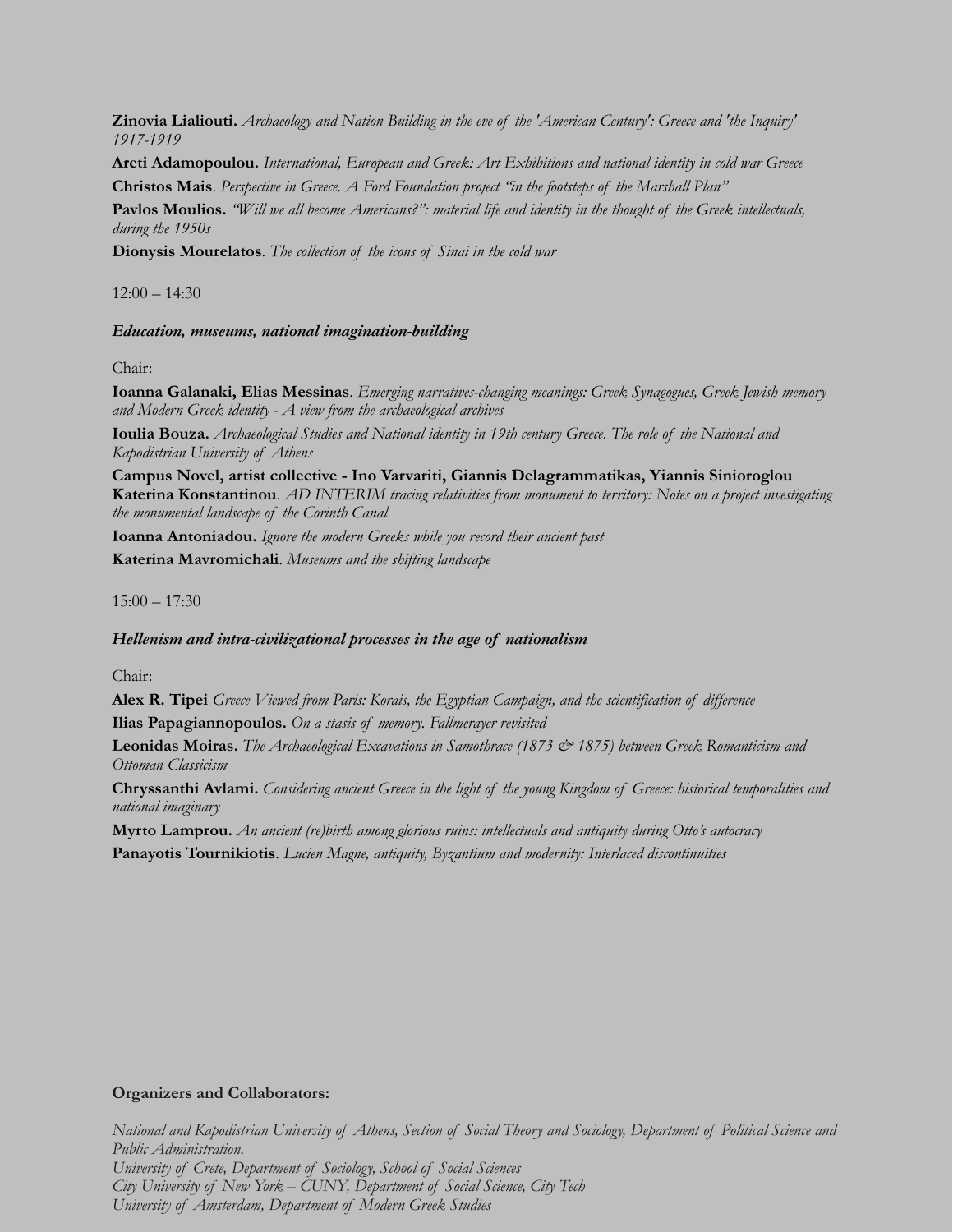**Zinovia Lialiouti.** *Archaeology and Nation Building in the eve of the 'American Century': Greece and 'the Inquiry' 1917-1919*

**Areti Adamopoulou.** *International, European and Greek: Art Exhibitions and national identity in cold war Greece*

**Christos Mais**. *Perspective in Greece. A Ford Foundation project "in the footsteps of the Marshall Plan"*

**Pavlos Moulios.** *"Will we all become Americans?": material life and identity in the thought of the Greek intellectuals, during the 1950s*

**Dionysis Mourelatos**. *The collection of the icons of Sinai in the cold war*

12:00 – 14:30

***Education, museums, national imagination-building***

Chair:

**Ioanna Galanaki, Elias Messinas**. *Emerging narratives-changing meanings: Greek Synagogues, Greek Jewish memory and Modern Greek identity - A view from the archaeological archives*

**Ioulia Bouza.** *Archaeological Studies and National identity in 19th century Greece. The role of the National and Kapodistrian University of Athens*

**Campus Novel, artist collective - Ino Varvariti, Giannis Delagrammatikas, Yiannis Sinioroglou**
**Katerina Konstantinou**. *AD INTERIM tracing relativities from monument to territory: Notes on a project investigating the monumental landscape of the Corinth Canal*

**Ioanna Antoniadou.** *Ignore the modern Greeks while you record their ancient past*

**Katerina Mavromichali**. *Museums and the shifting landscape*

15:00 – 17:30

***Hellenism and intra-civilizational processes in the age of nationalism***

Chair:

**Alex R. Tipei** *Greece Viewed from Paris: Korais, the Egyptian Campaign, and the scientification of difference*

**Ilias Papagiannopoulos.** *On a stasis of memory. Fallmerayer revisited*

**Leonidas Moiras.** *The Archaeological Excavations in Samothrace (1873 & 1875) between Greek Romanticism and Ottoman Classicism*

**Chryssanthi Avlami.** *Considering ancient Greece in the light of the young Kingdom of Greece: historical temporalities and national imaginary*

**Myrto Lamprou.** *An ancient (re)birth among glorious ruins: intellectuals and antiquity during Otto's autocracy*

**Panayotis Tournikiotis**. *Lucien Magne, antiquity, Byzantium and modernity: Interlaced discontinuities*

**Organizers and Collaborators:**

*National and Kapodistrian University of Athens, Section of Social Theory and Sociology, Department of Political Science and Public Administration.*
*University of Crete, Department of Sociology, School of Social Sciences*
*City University of New York – CUNY, Department of Social Science, City Tech*
*University of Amsterdam, Department of Modern Greek Studies*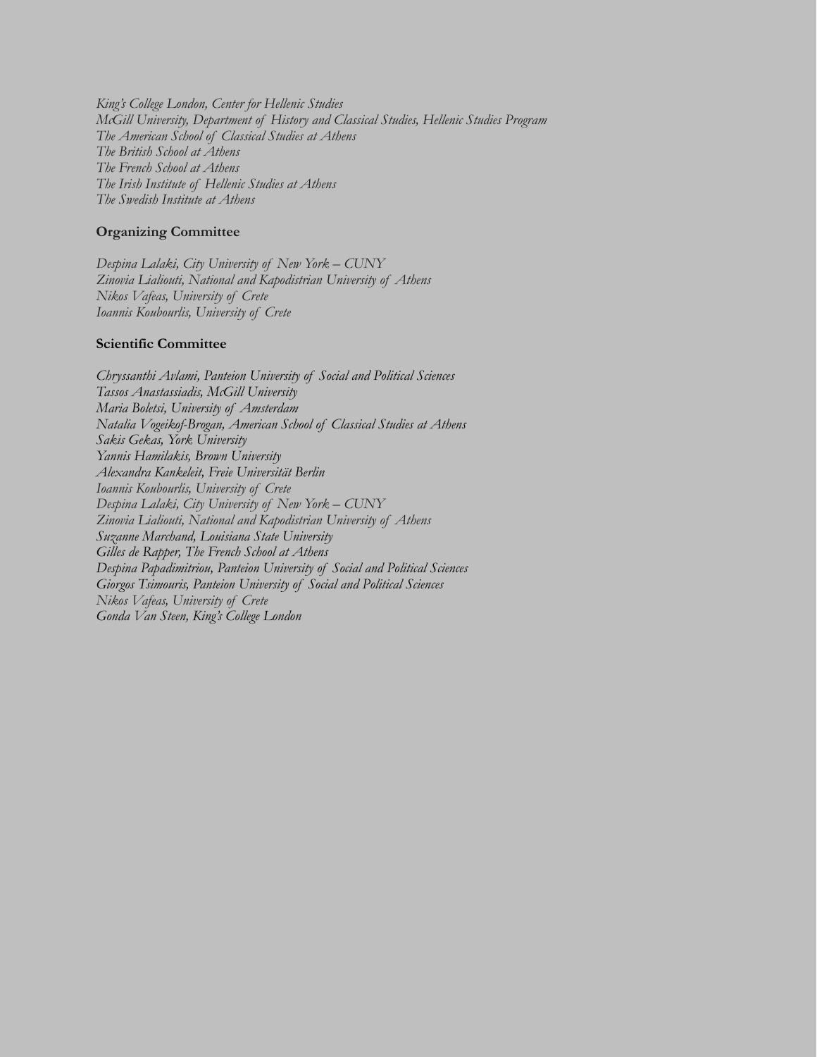*King's College London, Center for Hellenic Studies*
*McGill University, Department of History and Classical Studies, Hellenic Studies Program*
*The American School of Classical Studies at Athens*
*The British School at Athens*
*The French School at Athens*
*The Irish Institute of Hellenic Studies at Athens*
*The Swedish Institute at Athens*

**Organizing Committee**

*Despina Lalaki, City University of New York – CUNY*
*Zinovia Lialiouti, National and Kapodistrian University of Athens*
*Nikos Vafeas, University of Crete*
*Ioannis Koubourlis, University of Crete*

**Scientific Committee**

*Chryssanthi Avlami, Panteion University of Social and Political Sciences*
*Tassos Anastassiadis, McGill University*
*Maria Boletsi, University of Amsterdam*
*Natalia Vogeikof-Brogan, American School of Classical Studies at Athens*
*Sakis Gekas, York University*
*Yannis Hamilakis, Brown University*
*Alexandra Kankeleit, Freie Universität Berlin*
*Ioannis Koubourlis, University of Crete*
*Despina Lalaki, City University of New York – CUNY*
*Zinovia Lialiouti, National and Kapodistrian University of Athens*
*Suzanne Marchand, Louisiana State University*
*Gilles de Rapper, The French School at Athens*
*Despina Papadimitriou, Panteion University of Social and Political Sciences*
*Giorgos Tsimouris, Panteion University of Social and Political Sciences*
*Nikos Vafeas, University of Crete*
*Gonda Van Steen, King's College London*